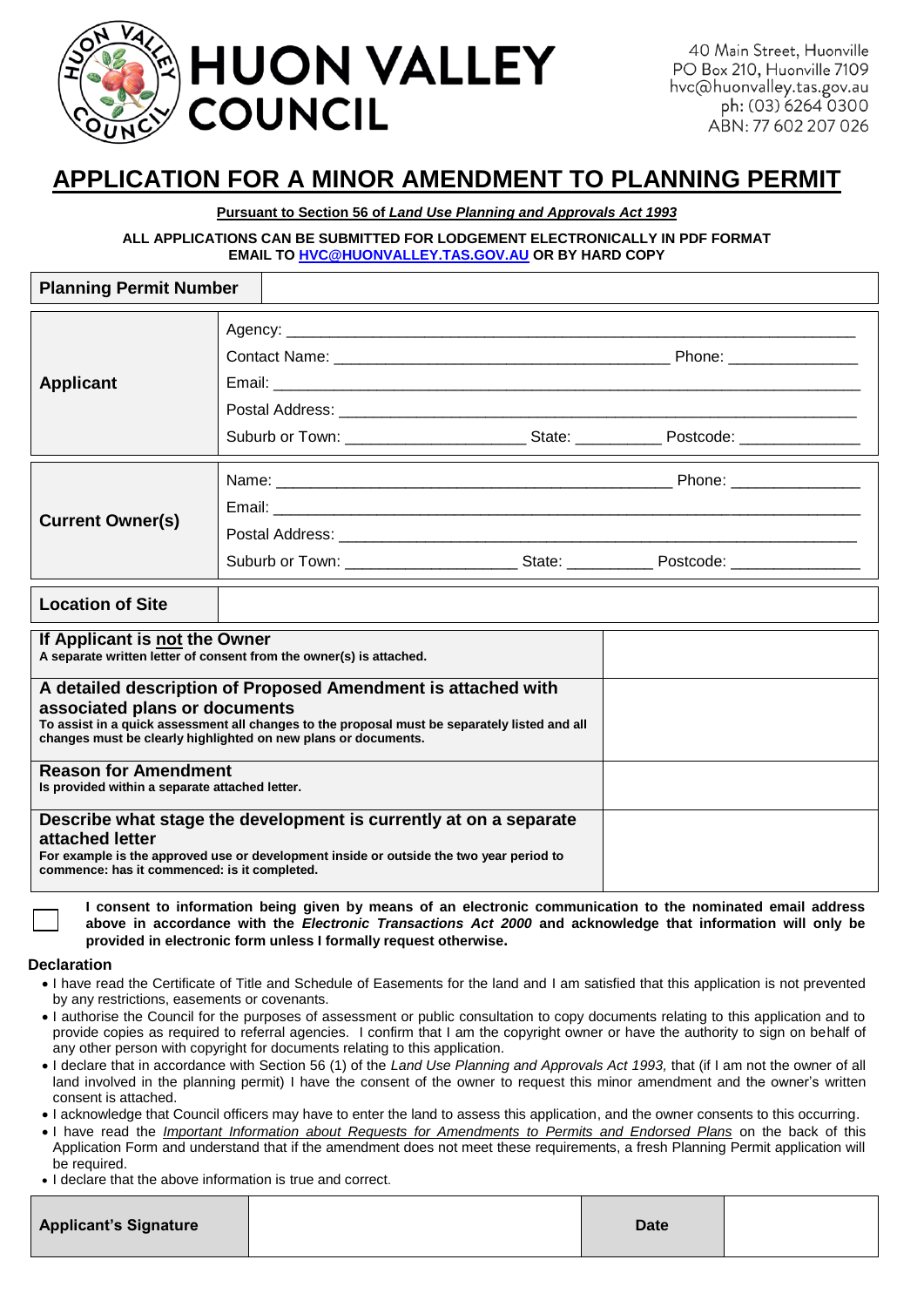# HUON VALLEY COUNCIL

40 Main Street, Huonville
PO Box 210, Huonville 7109
hvc@huonvalley.tas.gov.au
ph: (03) 6264 0300
ABN: 77 602 207 026

# APPLICATION FOR A MINOR AMENDMENT TO PLANNING PERMIT

**Pursuant to Section 56 of *Land Use Planning and Approvals Act 1993***

**ALL APPLICATIONS CAN BE SUBMITTED FOR LODGEMENT ELECTRONICALLY IN PDF FORMAT EMAIL TO HVC@HUONVALLEY.TAS.GOV.AU OR BY HARD COPY**

| | |
|---|---|
| **Planning Permit Number** | |
| **Applicant** | Agency: ______________________<br>Contact Name: ______________________ Phone: ____________<br>Email: ______________________<br>Postal Address: ______________________<br>Suburb or Town: ____________ State: ________ Postcode: ____________ |
| **Current Owner(s)** | Name: ______________________ Phone: ____________<br>Email: ______________________<br>Postal Address: ______________________<br>Suburb or Town: ____________ State: ________ Postcode: ____________ |
| **Location of Site** | |

| | |
|---|---|
| **If Applicant is not the Owner**<br>**A separate written letter of consent from the owner(s) is attached.** | |
| **A detailed description of Proposed Amendment is attached with associated plans or documents**<br>**To assist in a quick assessment all changes to the proposal must be separately listed and all changes must be clearly highlighted on new plans or documents.** | |
| **Reason for Amendment**<br>**Is provided within a separate attached letter.** | |
| **Describe what stage the development is currently at on a separate attached letter**<br>**For example is the approved use or development inside or outside the two year period to commence: has it commenced: is it completed.** | |

☐ **I consent to information being given by means of an electronic communication to the nominated email address above in accordance with the *Electronic Transactions Act 2000* and acknowledge that information will only be provided in electronic form unless I formally request otherwise.**

**Declaration**

- I have read the Certificate of Title and Schedule of Easements for the land and I am satisfied that this application is not prevented by any restrictions, easements or covenants.
- I authorise the Council for the purposes of assessment or public consultation to copy documents relating to this application and to provide copies as required to referral agencies. I confirm that I am the copyright owner or have the authority to sign on behalf of any other person with copyright for documents relating to this application.
- I declare that in accordance with Section 56 (1) of the *Land Use Planning and Approvals Act 1993,* that (if I am not the owner of all land involved in the planning permit) I have the consent of the owner to request this minor amendment and the owner's written consent is attached.
- I acknowledge that Council officers may have to enter the land to assess this application, and the owner consents to this occurring.
- I have read the *Important Information about Requests for Amendments to Permits and Endorsed Plans* on the back of this Application Form and understand that if the amendment does not meet these requirements, a fresh Planning Permit application will be required.
- I declare that the above information is true and correct.

| | | | |
|---|---|---|---|
| **Applicant's Signature** | | **Date** | |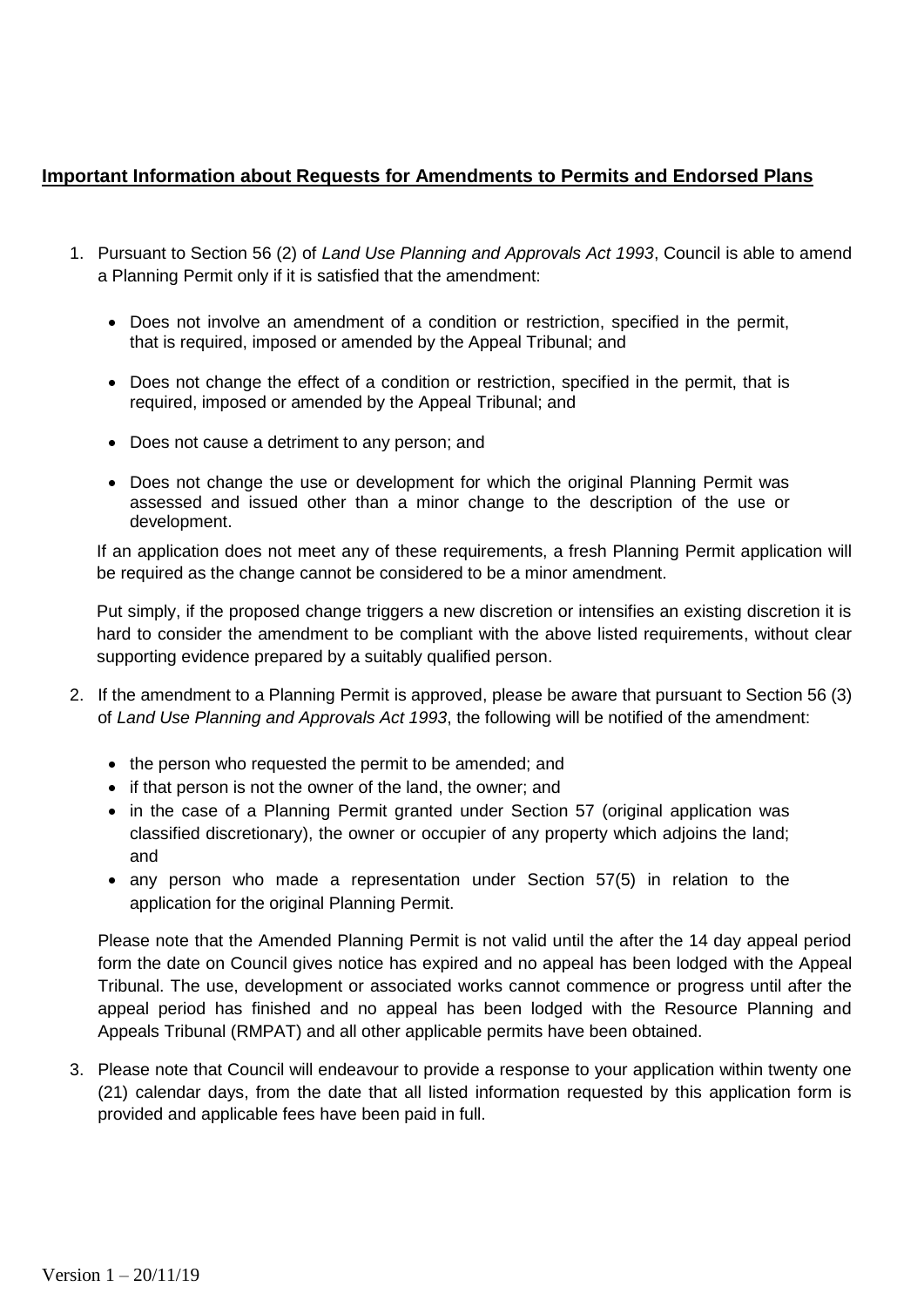## **Important Information about Requests for Amendments to Permits and Endorsed Plans**

1. Pursuant to Section 56 (2) of *Land Use Planning and Approvals Act 1993*, Council is able to amend a Planning Permit only if it is satisfied that the amendment:

   - Does not involve an amendment of a condition or restriction, specified in the permit, that is required, imposed or amended by the Appeal Tribunal; and
   - Does not change the effect of a condition or restriction, specified in the permit, that is required, imposed or amended by the Appeal Tribunal; and
   - Does not cause a detriment to any person; and
   - Does not change the use or development for which the original Planning Permit was assessed and issued other than a minor change to the description of the use or development.

   If an application does not meet any of these requirements, a fresh Planning Permit application will be required as the change cannot be considered to be a minor amendment.

   Put simply, if the proposed change triggers a new discretion or intensifies an existing discretion it is hard to consider the amendment to be compliant with the above listed requirements, without clear supporting evidence prepared by a suitably qualified person.

2. If the amendment to a Planning Permit is approved, please be aware that pursuant to Section 56 (3) of *Land Use Planning and Approvals Act 1993*, the following will be notified of the amendment:

   - the person who requested the permit to be amended; and
   - if that person is not the owner of the land, the owner; and
   - in the case of a Planning Permit granted under Section 57 (original application was classified discretionary), the owner or occupier of any property which adjoins the land; and
   - any person who made a representation under Section 57(5) in relation to the application for the original Planning Permit.

   Please note that the Amended Planning Permit is not valid until the after the 14 day appeal period form the date on Council gives notice has expired and no appeal has been lodged with the Appeal Tribunal. The use, development or associated works cannot commence or progress until after the appeal period has finished and no appeal has been lodged with the Resource Planning and Appeals Tribunal (RMPAT) and all other applicable permits have been obtained.

3. Please note that Council will endeavour to provide a response to your application within twenty one (21) calendar days, from the date that all listed information requested by this application form is provided and applicable fees have been paid in full.

Version 1 – 20/11/19